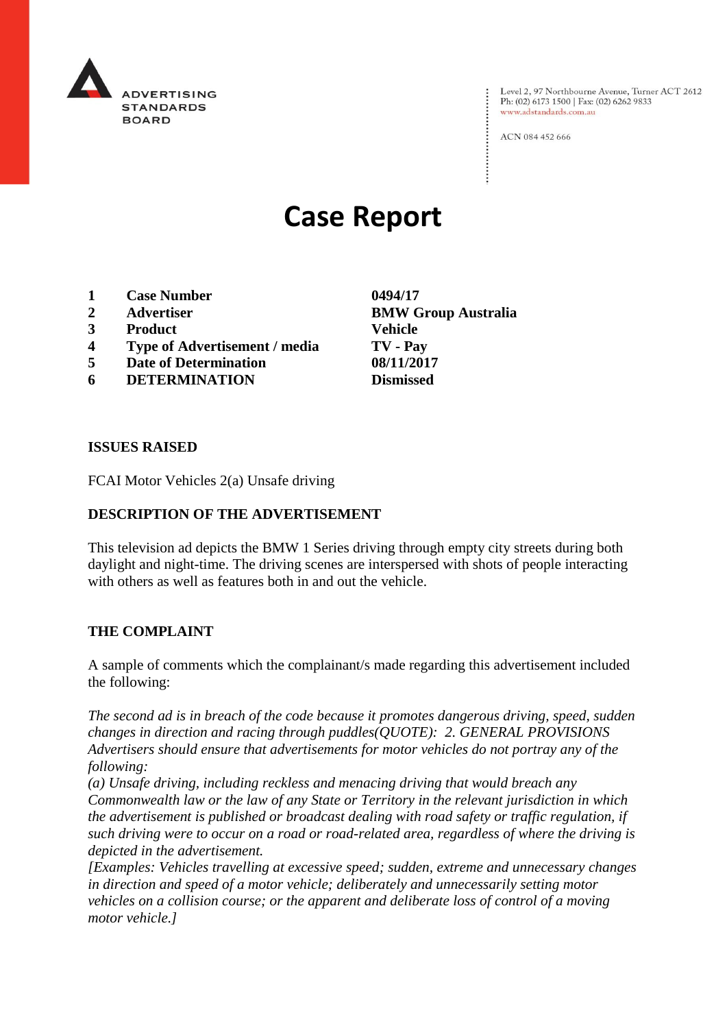ADVERTISING STANDARDS BOARD

Level 2, 97 Northbourne Avenue, Turner ACT 2612
Ph: (02) 6173 1500 | Fax: (02) 6262 9833
www.adstandards.com.au

ACN 084 452 666

# Case Report

| | | |
|---|---|---|
| **1** | **Case Number** | **0494/17** |
| **2** | **Advertiser** | **BMW Group Australia** |
| **3** | **Product** | **Vehicle** |
| **4** | **Type of Advertisement / media** | **TV - Pay** |
| **5** | **Date of Determination** | **08/11/2017** |
| **6** | **DETERMINATION** | **Dismissed** |

## ISSUES RAISED

FCAI Motor Vehicles 2(a) Unsafe driving

## DESCRIPTION OF THE ADVERTISEMENT

This television ad depicts the BMW 1 Series driving through empty city streets during both daylight and night-time. The driving scenes are interspersed with shots of people interacting with others as well as features both in and out the vehicle.

## THE COMPLAINT

A sample of comments which the complainant/s made regarding this advertisement included the following:

*The second ad is in breach of the code because it promotes dangerous driving, speed, sudden changes in direction and racing through puddles(QUOTE): 2. GENERAL PROVISIONS Advertisers should ensure that advertisements for motor vehicles do not portray any of the following:*
*(a) Unsafe driving, including reckless and menacing driving that would breach any Commonwealth law or the law of any State or Territory in the relevant jurisdiction in which the advertisement is published or broadcast dealing with road safety or traffic regulation, if such driving were to occur on a road or road-related area, regardless of where the driving is depicted in the advertisement.*
*[Examples: Vehicles travelling at excessive speed; sudden, extreme and unnecessary changes in direction and speed of a motor vehicle; deliberately and unnecessarily setting motor vehicles on a collision course; or the apparent and deliberate loss of control of a moving motor vehicle.]*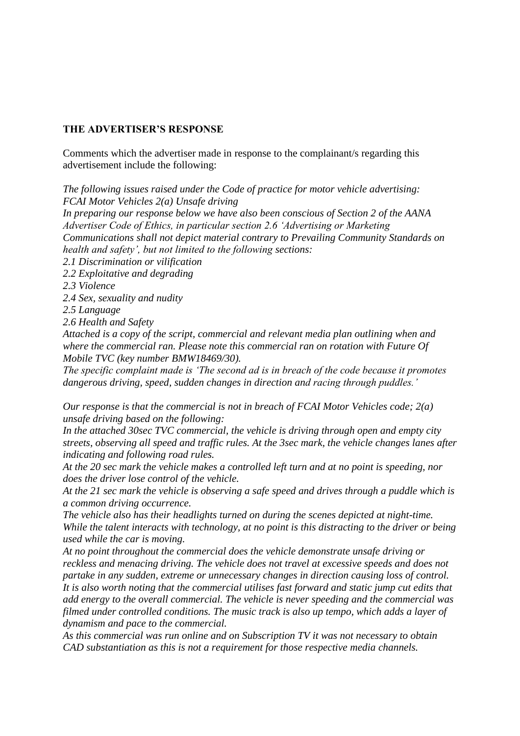## THE ADVERTISER'S RESPONSE

Comments which the advertiser made in response to the complainant/s regarding this advertisement include the following:

*The following issues raised under the Code of practice for motor vehicle advertising: FCAI Motor Vehicles 2(a) Unsafe driving*

*In preparing our response below we have also been conscious of Section 2 of the AANA Advertiser Code of Ethics, in particular section 2.6 'Advertising or Marketing Communications shall not depict material contrary to Prevailing Community Standards on health and safety', but not limited to the following sections:*

*2.1 Discrimination or vilification*

*2.2 Exploitative and degrading*

*2.3 Violence*

*2.4 Sex, sexuality and nudity*

*2.5 Language*

*2.6 Health and Safety*

*Attached is a copy of the script, commercial and relevant media plan outlining when and where the commercial ran. Please note this commercial ran on rotation with Future Of Mobile TVC (key number BMW18469/30).*

*The specific complaint made is 'The second ad is in breach of the code because it promotes dangerous driving, speed, sudden changes in direction and racing through puddles.'*

*Our response is that the commercial is not in breach of FCAI Motor Vehicles code; 2(a) unsafe driving based on the following:*

*In the attached 30sec TVC commercial, the vehicle is driving through open and empty city streets, observing all speed and traffic rules. At the 3sec mark, the vehicle changes lanes after indicating and following road rules.*

*At the 20 sec mark the vehicle makes a controlled left turn and at no point is speeding, nor does the driver lose control of the vehicle.*

*At the 21 sec mark the vehicle is observing a safe speed and drives through a puddle which is a common driving occurrence.*

*The vehicle also has their headlights turned on during the scenes depicted at night-time. While the talent interacts with technology, at no point is this distracting to the driver or being used while the car is moving.*

*At no point throughout the commercial does the vehicle demonstrate unsafe driving or reckless and menacing driving. The vehicle does not travel at excessive speeds and does not partake in any sudden, extreme or unnecessary changes in direction causing loss of control. It is also worth noting that the commercial utilises fast forward and static jump cut edits that add energy to the overall commercial. The vehicle is never speeding and the commercial was filmed under controlled conditions. The music track is also up tempo, which adds a layer of dynamism and pace to the commercial.*

*As this commercial was run online and on Subscription TV it was not necessary to obtain CAD substantiation as this is not a requirement for those respective media channels.*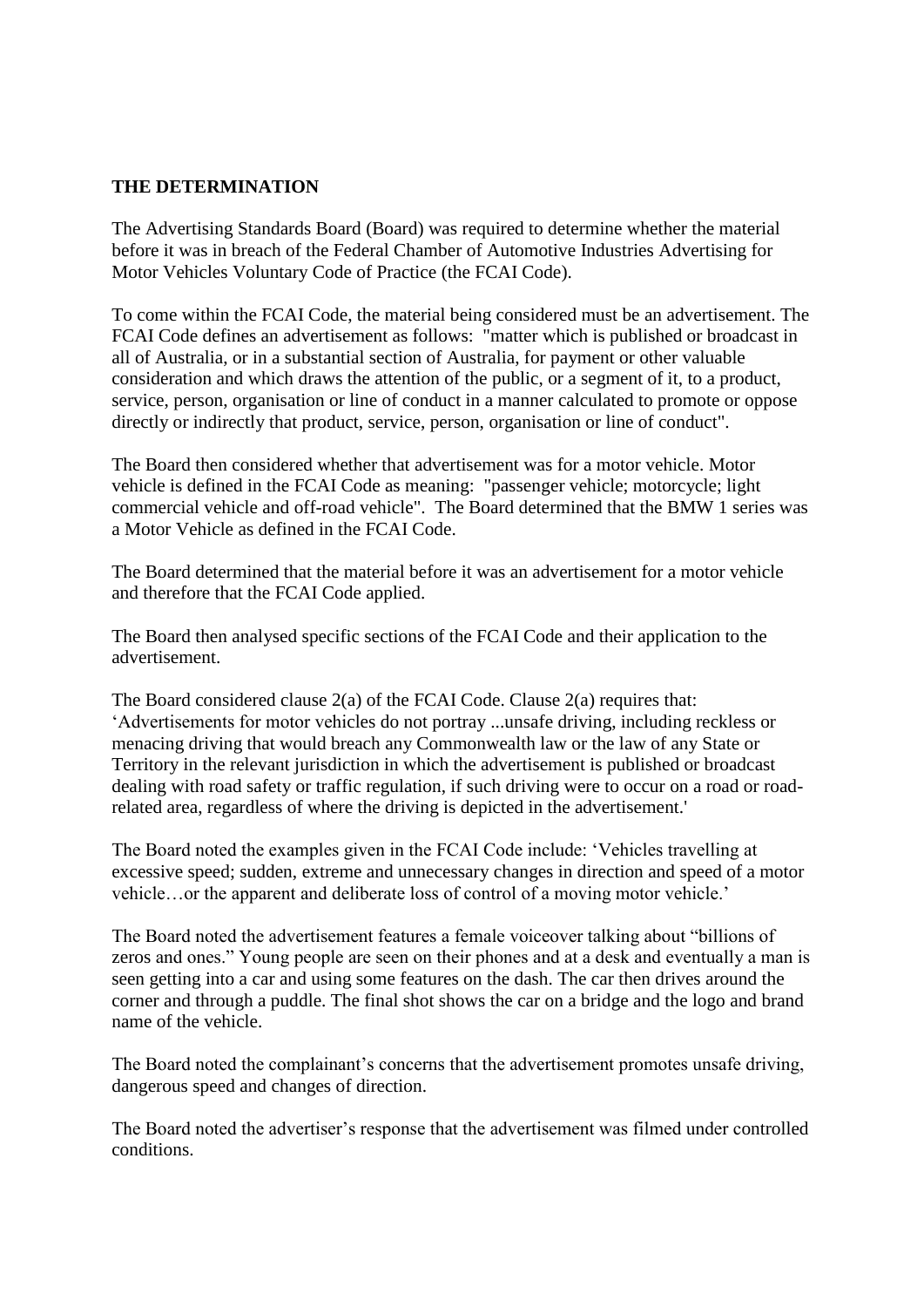**THE DETERMINATION**

The Advertising Standards Board (Board) was required to determine whether the material before it was in breach of the Federal Chamber of Automotive Industries Advertising for Motor Vehicles Voluntary Code of Practice (the FCAI Code).

To come within the FCAI Code, the material being considered must be an advertisement. The FCAI Code defines an advertisement as follows: "matter which is published or broadcast in all of Australia, or in a substantial section of Australia, for payment or other valuable consideration and which draws the attention of the public, or a segment of it, to a product, service, person, organisation or line of conduct in a manner calculated to promote or oppose directly or indirectly that product, service, person, organisation or line of conduct".

The Board then considered whether that advertisement was for a motor vehicle. Motor vehicle is defined in the FCAI Code as meaning: "passenger vehicle; motorcycle; light commercial vehicle and off-road vehicle". The Board determined that the BMW 1 series was a Motor Vehicle as defined in the FCAI Code.

The Board determined that the material before it was an advertisement for a motor vehicle and therefore that the FCAI Code applied.

The Board then analysed specific sections of the FCAI Code and their application to the advertisement.

The Board considered clause 2(a) of the FCAI Code. Clause 2(a) requires that: 'Advertisements for motor vehicles do not portray ...unsafe driving, including reckless or menacing driving that would breach any Commonwealth law or the law of any State or Territory in the relevant jurisdiction in which the advertisement is published or broadcast dealing with road safety or traffic regulation, if such driving were to occur on a road or road-related area, regardless of where the driving is depicted in the advertisement.'

The Board noted the examples given in the FCAI Code include: 'Vehicles travelling at excessive speed; sudden, extreme and unnecessary changes in direction and speed of a motor vehicle…or the apparent and deliberate loss of control of a moving motor vehicle.'

The Board noted the advertisement features a female voiceover talking about "billions of zeros and ones." Young people are seen on their phones and at a desk and eventually a man is seen getting into a car and using some features on the dash. The car then drives around the corner and through a puddle. The final shot shows the car on a bridge and the logo and brand name of the vehicle.

The Board noted the complainant's concerns that the advertisement promotes unsafe driving, dangerous speed and changes of direction.

The Board noted the advertiser's response that the advertisement was filmed under controlled conditions.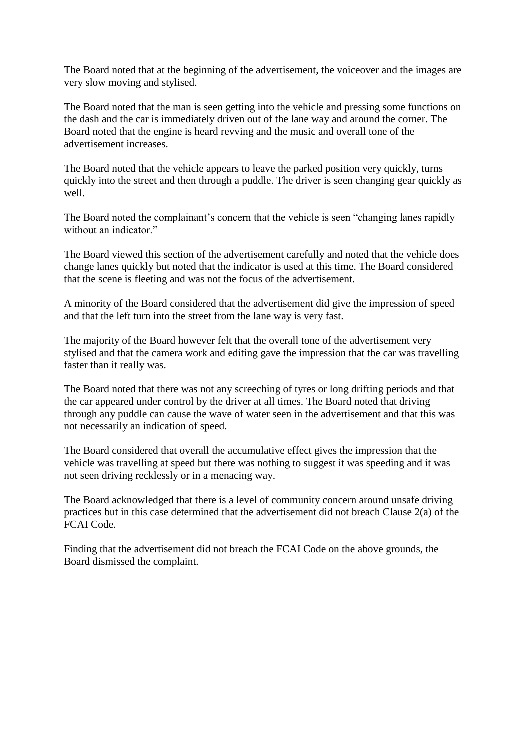The Board noted that at the beginning of the advertisement, the voiceover and the images are very slow moving and stylised.

The Board noted that the man is seen getting into the vehicle and pressing some functions on the dash and the car is immediately driven out of the lane way and around the corner. The Board noted that the engine is heard revving and the music and overall tone of the advertisement increases.

The Board noted that the vehicle appears to leave the parked position very quickly, turns quickly into the street and then through a puddle. The driver is seen changing gear quickly as well.

The Board noted the complainant's concern that the vehicle is seen "changing lanes rapidly without an indicator."

The Board viewed this section of the advertisement carefully and noted that the vehicle does change lanes quickly but noted that the indicator is used at this time. The Board considered that the scene is fleeting and was not the focus of the advertisement.

A minority of the Board considered that the advertisement did give the impression of speed and that the left turn into the street from the lane way is very fast.

The majority of the Board however felt that the overall tone of the advertisement very stylised and that the camera work and editing gave the impression that the car was travelling faster than it really was.

The Board noted that there was not any screeching of tyres or long drifting periods and that the car appeared under control by the driver at all times. The Board noted that driving through any puddle can cause the wave of water seen in the advertisement and that this was not necessarily an indication of speed.

The Board considered that overall the accumulative effect gives the impression that the vehicle was travelling at speed but there was nothing to suggest it was speeding and it was not seen driving recklessly or in a menacing way.

The Board acknowledged that there is a level of community concern around unsafe driving practices but in this case determined that the advertisement did not breach Clause 2(a) of the FCAI Code.

Finding that the advertisement did not breach the FCAI Code on the above grounds, the Board dismissed the complaint.